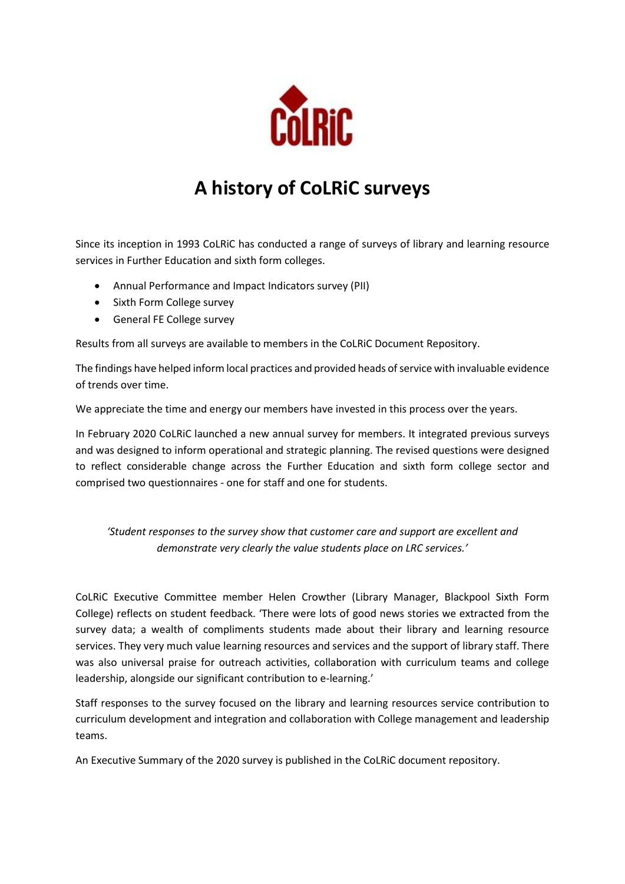# A history of CoLRiC surveys

Since its inception in 1993 CoLRiC has conducted a range of surveys of library and learning resource services in Further Education and sixth form colleges.

- Annual Performance and Impact Indicators survey (PII)
- Sixth Form College survey
- General FE College survey

Results from all surveys are available to members in the CoLRiC Document Repository.

The findings have helped inform local practices and provided heads of service with invaluable evidence of trends over time.

We appreciate the time and energy our members have invested in this process over the years.

In February 2020 CoLRiC launched a new annual survey for members. It integrated previous surveys and was designed to inform operational and strategic planning. The revised questions were designed to reflect considerable change across the Further Education and sixth form college sector and comprised two questionnaires - one for staff and one for students.

*'Student responses to the survey show that customer care and support are excellent and demonstrate very clearly the value students place on LRC services.'*

CoLRiC Executive Committee member Helen Crowther (Library Manager, Blackpool Sixth Form College) reflects on student feedback. 'There were lots of good news stories we extracted from the survey data; a wealth of compliments students made about their library and learning resource services. They very much value learning resources and services and the support of library staff. There was also universal praise for outreach activities, collaboration with curriculum teams and college leadership, alongside our significant contribution to e-learning.'

Staff responses to the survey focused on the library and learning resources service contribution to curriculum development and integration and collaboration with College management and leadership teams.

An Executive Summary of the 2020 survey is published in the CoLRiC document repository.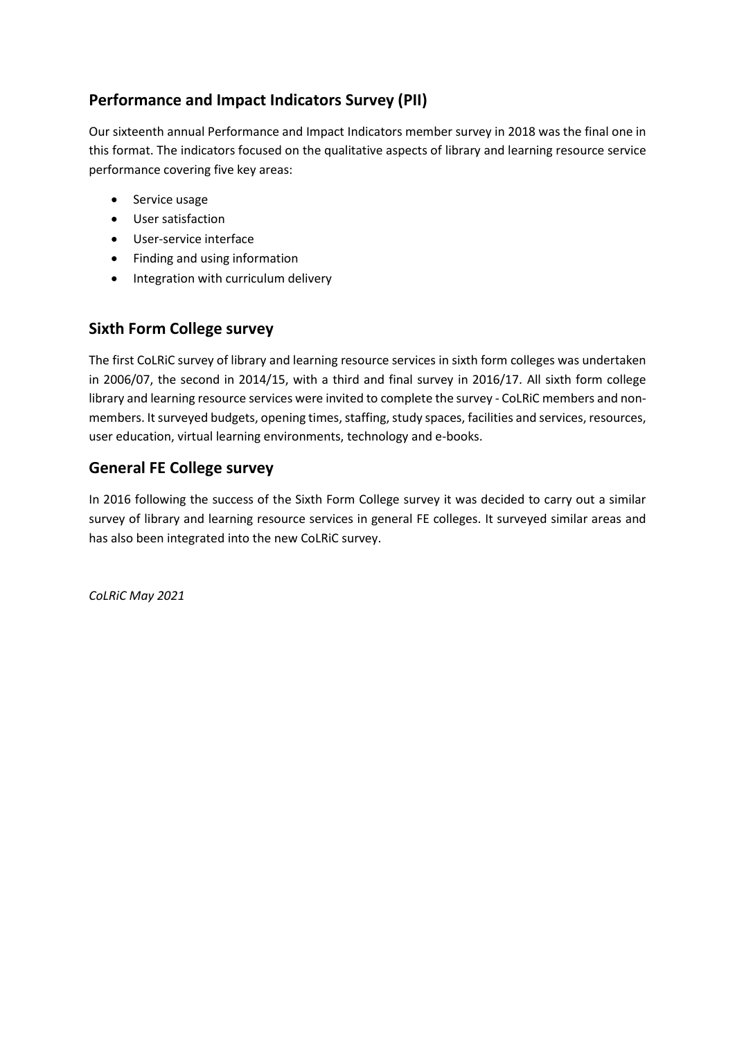## Performance and Impact Indicators Survey (PII)

Our sixteenth annual Performance and Impact Indicators member survey in 2018 was the final one in this format. The indicators focused on the qualitative aspects of library and learning resource service performance covering five key areas:

- Service usage
- User satisfaction
- User-service interface
- Finding and using information
- Integration with curriculum delivery

## Sixth Form College survey

The first CoLRiC survey of library and learning resource services in sixth form colleges was undertaken in 2006/07, the second in 2014/15, with a third and final survey in 2016/17. All sixth form college library and learning resource services were invited to complete the survey - CoLRiC members and non-members. It surveyed budgets, opening times, staffing, study spaces, facilities and services, resources, user education, virtual learning environments, technology and e-books.

## General FE College survey

In 2016 following the success of the Sixth Form College survey it was decided to carry out a similar survey of library and learning resource services in general FE colleges. It surveyed similar areas and has also been integrated into the new CoLRiC survey.

*CoLRiC May 2021*